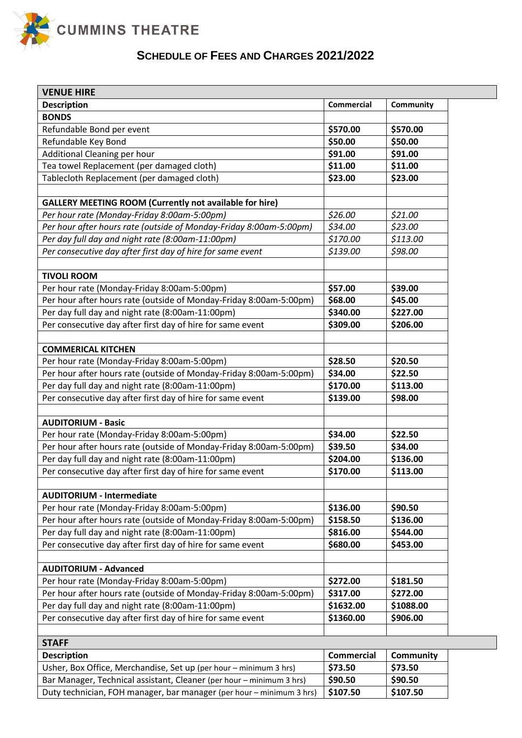# CUMMINS THEATRE

## SCHEDULE OF FEES AND CHARGES 2021/2022

| VENUE HIRE | | |
|---|---|---|
| **Description** | **Commercial** | **Community** |
| **BONDS** | | |
| Refundable Bond per event | **$570.00** | **$570.00** |
| Refundable Key Bond | **$50.00** | **$50.00** |
| Additional Cleaning per hour | **$91.00** | **$91.00** |
| Tea towel Replacement (per damaged cloth) | **$11.00** | **$11.00** |
| Tablecloth Replacement (per damaged cloth) | **$23.00** | **$23.00** |
| | | |
| **GALLERY MEETING ROOM (Currently not available for hire)** | | |
| *Per hour rate (Monday-Friday 8:00am-5:00pm)* | *$26.00* | *$21.00* |
| *Per hour after hours rate (outside of Monday-Friday 8:00am-5:00pm)* | *$34.00* | *$23.00* |
| *Per day full day and night rate (8:00am-11:00pm)* | *$170.00* | *$113.00* |
| *Per consecutive day after first day of hire for same event* | *$139.00* | *$98.00* |
| | | |
| **TIVOLI ROOM** | | |
| Per hour rate (Monday-Friday 8:00am-5:00pm) | **$57.00** | **$39.00** |
| Per hour after hours rate (outside of Monday-Friday 8:00am-5:00pm) | **$68.00** | **$45.00** |
| Per day full day and night rate (8:00am-11:00pm) | **$340.00** | **$227.00** |
| Per consecutive day after first day of hire for same event | **$309.00** | **$206.00** |
| | | |
| **COMMERICAL KITCHEN** | | |
| Per hour rate (Monday-Friday 8:00am-5:00pm) | **$28.50** | **$20.50** |
| Per hour after hours rate (outside of Monday-Friday 8:00am-5:00pm) | **$34.00** | **$22.50** |
| Per day full day and night rate (8:00am-11:00pm) | **$170.00** | **$113.00** |
| Per consecutive day after first day of hire for same event | **$139.00** | **$98.00** |
| | | |
| **AUDITORIUM - Basic** | | |
| Per hour rate (Monday-Friday 8:00am-5:00pm) | **$34.00** | **$22.50** |
| Per hour after hours rate (outside of Monday-Friday 8:00am-5:00pm) | **$39.50** | **$34.00** |
| Per day full day and night rate (8:00am-11:00pm) | **$204.00** | **$136.00** |
| Per consecutive day after first day of hire for same event | **$170.00** | **$113.00** |
| | | |
| **AUDITORIUM - Intermediate** | | |
| Per hour rate (Monday-Friday 8:00am-5:00pm) | **$136.00** | **$90.50** |
| Per hour after hours rate (outside of Monday-Friday 8:00am-5:00pm) | **$158.50** | **$136.00** |
| Per day full day and night rate (8:00am-11:00pm) | **$816.00** | **$544.00** |
| Per consecutive day after first day of hire for same event | **$680.00** | **$453.00** |
| | | |
| **AUDITORIUM - Advanced** | | |
| Per hour rate (Monday-Friday 8:00am-5:00pm) | **$272.00** | **$181.50** |
| Per hour after hours rate (outside of Monday-Friday 8:00am-5:00pm) | **$317.00** | **$272.00** |
| Per day full day and night rate (8:00am-11:00pm) | **$1632.00** | **$1088.00** |
| Per consecutive day after first day of hire for same event | **$1360.00** | **$906.00** |

| STAFF | | |
|---|---|---|
| **Description** | **Commercial** | **Community** |
| Usher, Box Office, Merchandise, Set up (per hour – minimum 3 hrs) | **$73.50** | **$73.50** |
| Bar Manager, Technical assistant, Cleaner (per hour – minimum 3 hrs) | **$90.50** | **$90.50** |
| Duty technician, FOH manager, bar manager (per hour – minimum 3 hrs) | **$107.50** | **$107.50** |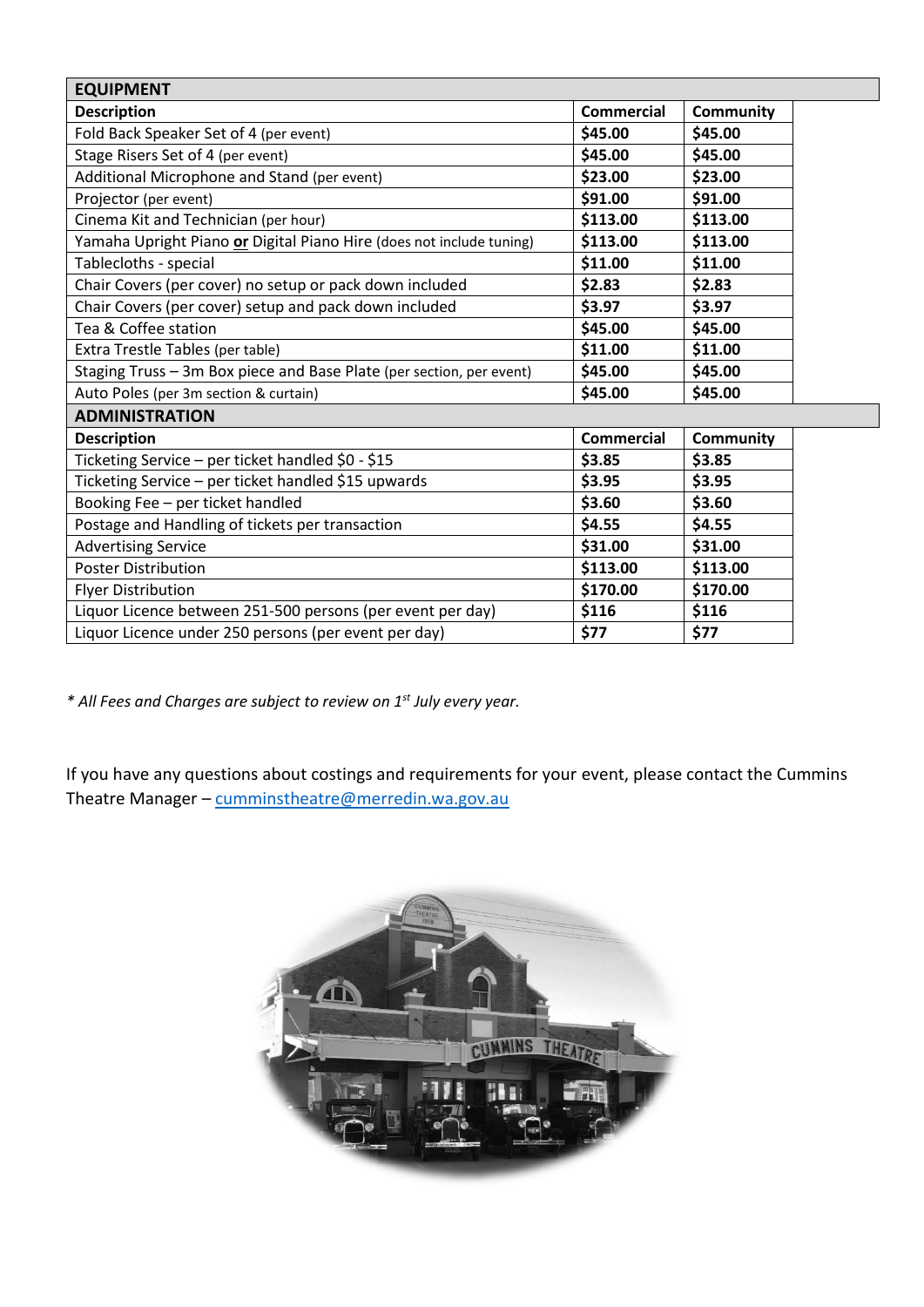| EQUIPMENT | | |
|---|---|---|
| **Description** | **Commercial** | **Community** |
| Fold Back Speaker Set of 4 (per event) | **$45.00** | **$45.00** |
| Stage Risers Set of 4 (per event) | **$45.00** | **$45.00** |
| Additional Microphone and Stand (per event) | **$23.00** | **$23.00** |
| Projector (per event) | **$91.00** | **$91.00** |
| Cinema Kit and Technician (per hour) | **$113.00** | **$113.00** |
| Yamaha Upright Piano **or** Digital Piano Hire (does not include tuning) | **$113.00** | **$113.00** |
| Tablecloths - special | **$11.00** | **$11.00** |
| Chair Covers (per cover) no setup or pack down included | **$2.83** | **$2.83** |
| Chair Covers (per cover) setup and pack down included | **$3.97** | **$3.97** |
| Tea & Coffee station | **$45.00** | **$45.00** |
| Extra Trestle Tables (per table) | **$11.00** | **$11.00** |
| Staging Truss – 3m Box piece and Base Plate (per section, per event) | **$45.00** | **$45.00** |
| Auto Poles (per 3m section & curtain) | **$45.00** | **$45.00** |

| ADMINISTRATION | | |
|---|---|---|
| **Description** | **Commercial** | **Community** |
| Ticketing Service – per ticket handled $0 - $15 | **$3.85** | **$3.85** |
| Ticketing Service – per ticket handled $15 upwards | **$3.95** | **$3.95** |
| Booking Fee – per ticket handled | **$3.60** | **$3.60** |
| Postage and Handling of tickets per transaction | **$4.55** | **$4.55** |
| Advertising Service | **$31.00** | **$31.00** |
| Poster Distribution | **$113.00** | **$113.00** |
| Flyer Distribution | **$170.00** | **$170.00** |
| Liquor Licence between 251-500 persons (per event per day) | **$116** | **$116** |
| Liquor Licence under 250 persons (per event per day) | **$77** | **$77** |

*\* All Fees and Charges are subject to review on 1st July every year.*

If you have any questions about costings and requirements for your event, please contact the Cummins Theatre Manager – cumminstheatre@merredin.wa.gov.au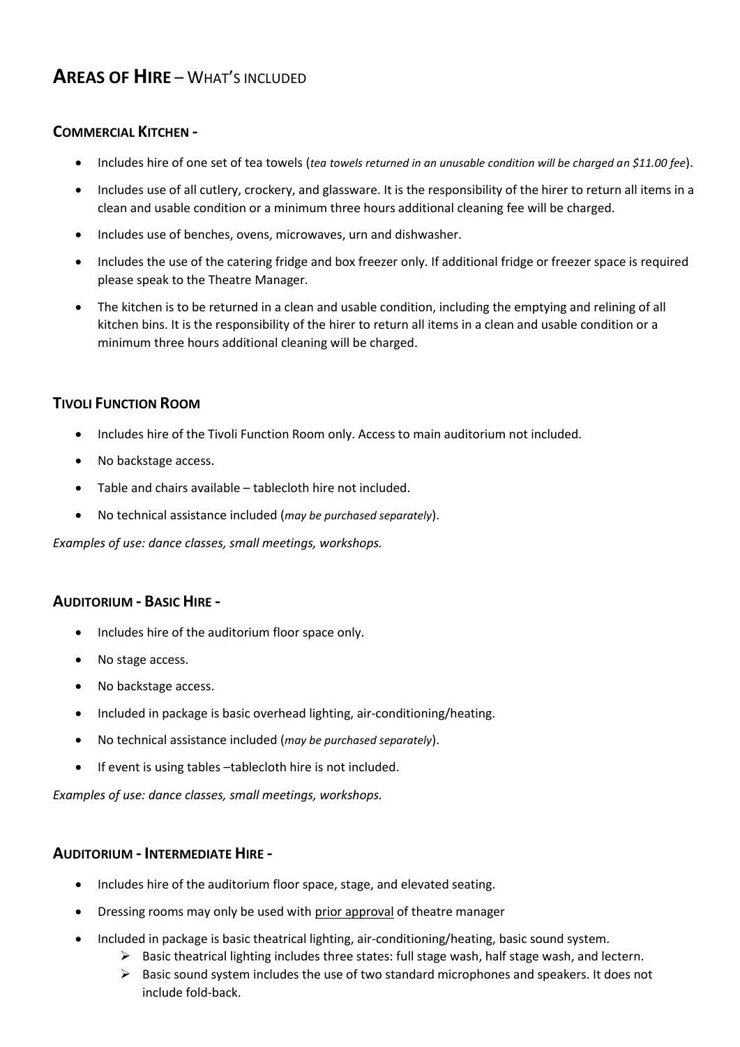# **AREAS OF HIRE** – WHAT'S INCLUDED

## **COMMERCIAL KITCHEN -**

- Includes hire of one set of tea towels (*tea towels returned in an unusable condition will be charged an $11.00 fee*).
- Includes use of all cutlery, crockery, and glassware. It is the responsibility of the hirer to return all items in a clean and usable condition or a minimum three hours additional cleaning fee will be charged.
- Includes use of benches, ovens, microwaves, urn and dishwasher.
- Includes the use of the catering fridge and box freezer only. If additional fridge or freezer space is required please speak to the Theatre Manager.
- The kitchen is to be returned in a clean and usable condition, including the emptying and relining of all kitchen bins. It is the responsibility of the hirer to return all items in a clean and usable condition or a minimum three hours additional cleaning will be charged.

## **TIVOLI FUNCTION ROOM**

- Includes hire of the Tivoli Function Room only. Access to main auditorium not included.
- No backstage access.
- Table and chairs available – tablecloth hire not included.
- No technical assistance included (*may be purchased separately*).

*Examples of use: dance classes, small meetings, workshops.*

## **AUDITORIUM - BASIC HIRE -**

- Includes hire of the auditorium floor space only.
- No stage access.
- No backstage access.
- Included in package is basic overhead lighting, air-conditioning/heating.
- No technical assistance included (*may be purchased separately*).
- If event is using tables –tablecloth hire is not included.

*Examples of use: dance classes, small meetings, workshops.*

## **AUDITORIUM - INTERMEDIATE HIRE -**

- Includes hire of the auditorium floor space, stage, and elevated seating.
- Dressing rooms may only be used with prior approval of theatre manager
- Included in package is basic theatrical lighting, air-conditioning/heating, basic sound system.
  - Basic theatrical lighting includes three states: full stage wash, half stage wash, and lectern.
  - Basic sound system includes the use of two standard microphones and speakers. It does not include fold-back.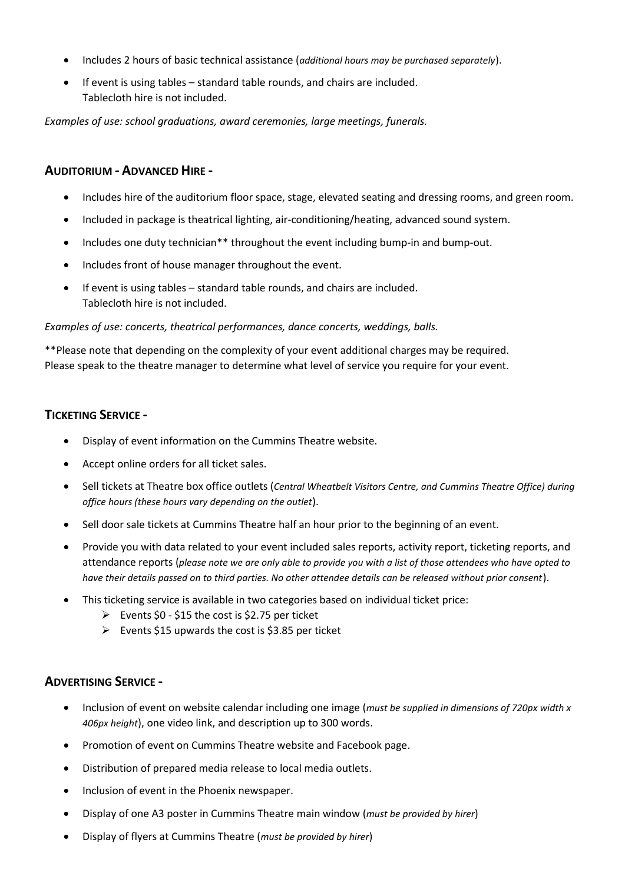- Includes 2 hours of basic technical assistance (*additional hours may be purchased separately*).
- If event is using tables – standard table rounds, and chairs are included.
  Tablecloth hire is not included.

*Examples of use: school graduations, award ceremonies, large meetings, funerals.*

## AUDITORIUM - ADVANCED HIRE -

- Includes hire of the auditorium floor space, stage, elevated seating and dressing rooms, and green room.
- Included in package is theatrical lighting, air-conditioning/heating, advanced sound system.
- Includes one duty technician** throughout the event including bump-in and bump-out.
- Includes front of house manager throughout the event.
- If event is using tables – standard table rounds, and chairs are included.
  Tablecloth hire is not included.

*Examples of use: concerts, theatrical performances, dance concerts, weddings, balls.*

**Please note that depending on the complexity of your event additional charges may be required.
Please speak to the theatre manager to determine what level of service you require for your event.

## TICKETING SERVICE -

- Display of event information on the Cummins Theatre website.
- Accept online orders for all ticket sales.
- Sell tickets at Theatre box office outlets (*Central Wheatbelt Visitors Centre, and Cummins Theatre Office) during office hours (these hours vary depending on the outlet*).
- Sell door sale tickets at Cummins Theatre half an hour prior to the beginning of an event.
- Provide you with data related to your event included sales reports, activity report, ticketing reports, and attendance reports (*please note we are only able to provide you with a list of those attendees who have opted to have their details passed on to third parties. No other attendee details can be released without prior consent*).
- This ticketing service is available in two categories based on individual ticket price:
  - Events $0 - $15 the cost is $2.75 per ticket
  - Events $15 upwards the cost is $3.85 per ticket

## ADVERTISING SERVICE -

- Inclusion of event on website calendar including one image (*must be supplied in dimensions of 720px width x 406px height*), one video link, and description up to 300 words.
- Promotion of event on Cummins Theatre website and Facebook page.
- Distribution of prepared media release to local media outlets.
- Inclusion of event in the Phoenix newspaper.
- Display of one A3 poster in Cummins Theatre main window (*must be provided by hirer*)
- Display of flyers at Cummins Theatre (*must be provided by hirer*)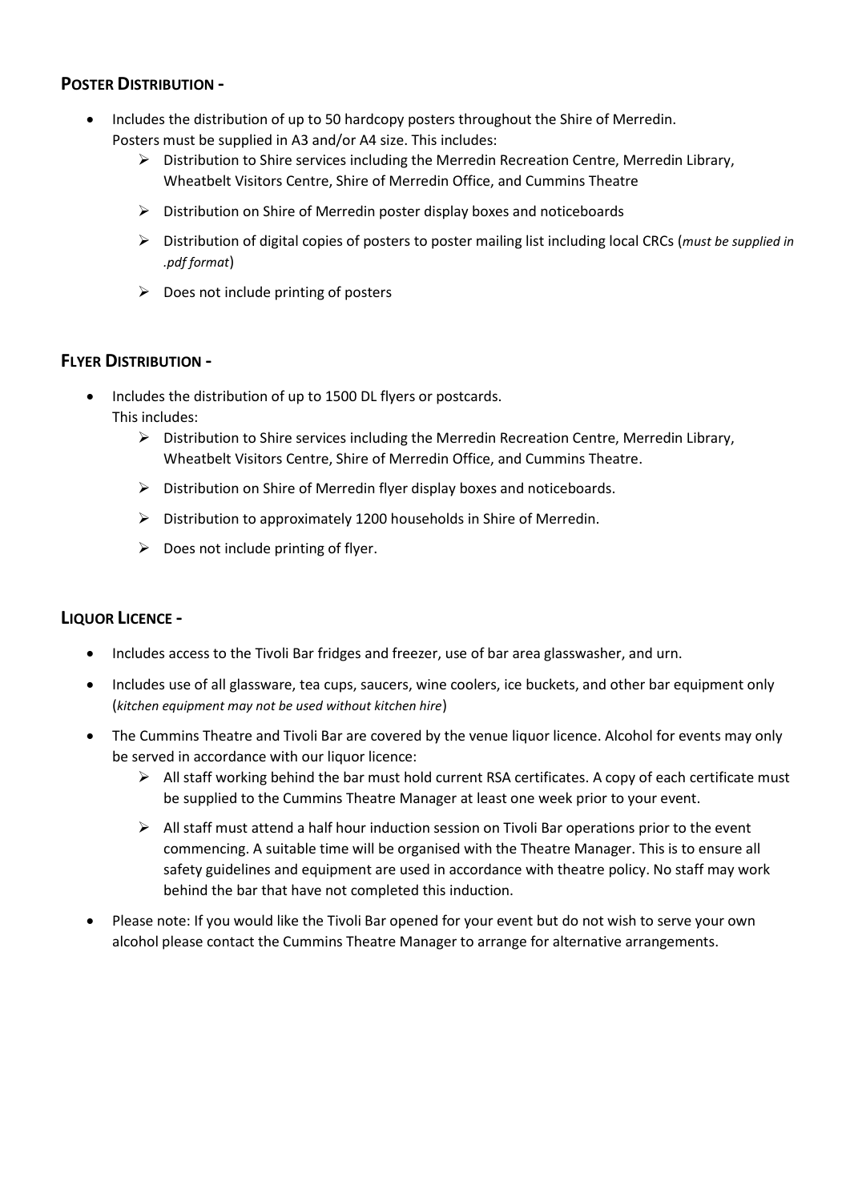## Poster Distribution -

- Includes the distribution of up to 50 hardcopy posters throughout the Shire of Merredin. Posters must be supplied in A3 and/or A4 size. This includes:
    - Distribution to Shire services including the Merredin Recreation Centre, Merredin Library, Wheatbelt Visitors Centre, Shire of Merredin Office, and Cummins Theatre
    - Distribution on Shire of Merredin poster display boxes and noticeboards
    - Distribution of digital copies of posters to poster mailing list including local CRCs (*must be supplied in .pdf format*)
    - Does not include printing of posters

## Flyer Distribution -

- Includes the distribution of up to 1500 DL flyers or postcards. This includes:
    - Distribution to Shire services including the Merredin Recreation Centre, Merredin Library, Wheatbelt Visitors Centre, Shire of Merredin Office, and Cummins Theatre.
    - Distribution on Shire of Merredin flyer display boxes and noticeboards.
    - Distribution to approximately 1200 households in Shire of Merredin.
    - Does not include printing of flyer.

## Liquor Licence -

- Includes access to the Tivoli Bar fridges and freezer, use of bar area glasswasher, and urn.
- Includes use of all glassware, tea cups, saucers, wine coolers, ice buckets, and other bar equipment only (*kitchen equipment may not be used without kitchen hire*)
- The Cummins Theatre and Tivoli Bar are covered by the venue liquor licence. Alcohol for events may only be served in accordance with our liquor licence:
    - All staff working behind the bar must hold current RSA certificates. A copy of each certificate must be supplied to the Cummins Theatre Manager at least one week prior to your event.
    - All staff must attend a half hour induction session on Tivoli Bar operations prior to the event commencing. A suitable time will be organised with the Theatre Manager. This is to ensure all safety guidelines and equipment are used in accordance with theatre policy. No staff may work behind the bar that have not completed this induction.
- Please note: If you would like the Tivoli Bar opened for your event but do not wish to serve your own alcohol please contact the Cummins Theatre Manager to arrange for alternative arrangements.